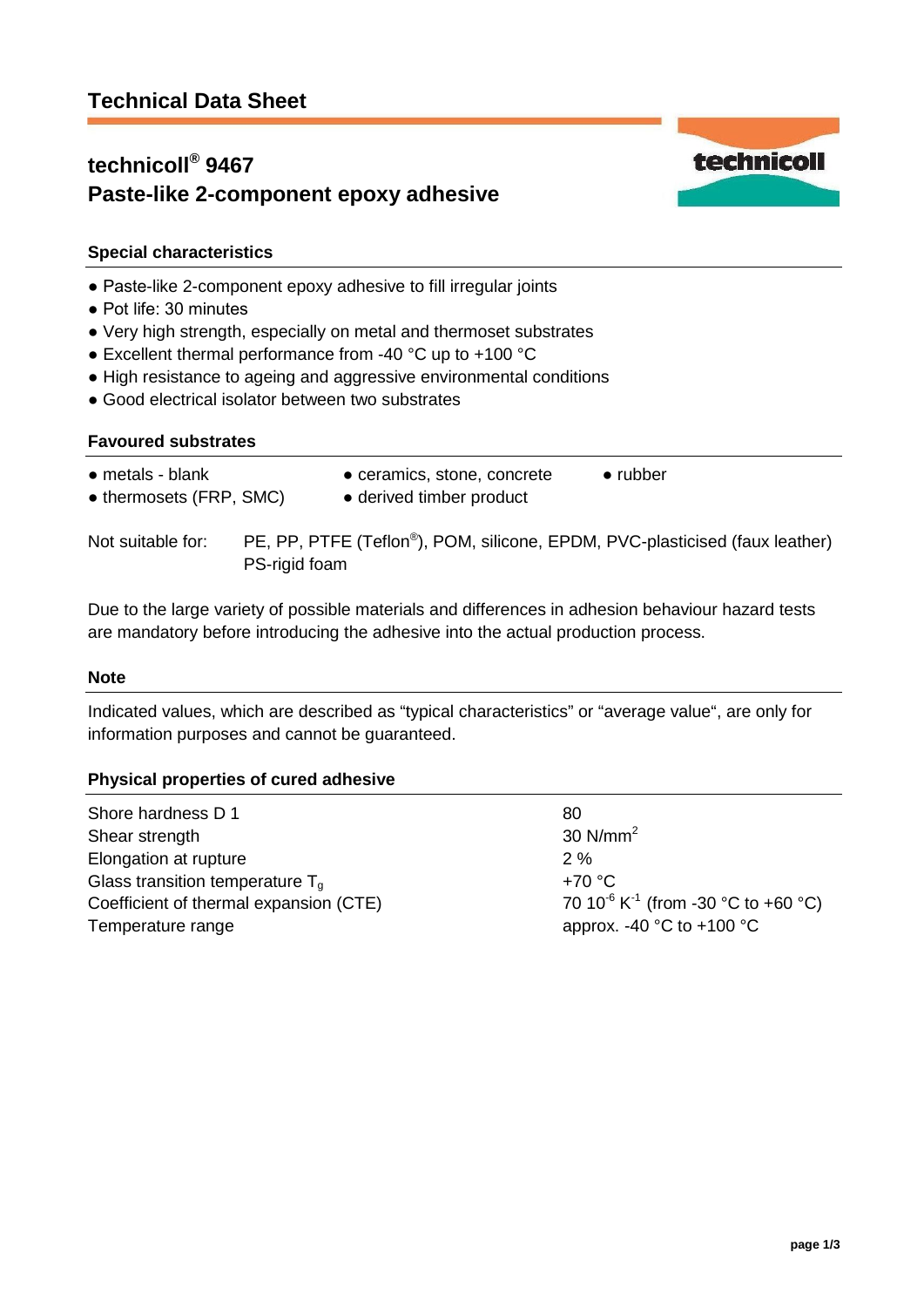# Technical Data Sheet

## technicoll® 9467
## Paste-like 2-component epoxy adhesive

### Special characteristics

- Paste-like 2-component epoxy adhesive to fill irregular joints
- Pot life: 30 minutes
- Very high strength, especially on metal and thermoset substrates
- Excellent thermal performance from -40 °C up to +100 °C
- High resistance to ageing and aggressive environmental conditions
- Good electrical isolator between two substrates

### Favoured substrates

- metals - blank
- thermosets (FRP, SMC)
- ceramics, stone, concrete
- derived timber product
- rubber

Not suitable for: PE, PP, PTFE (Teflon®), POM, silicone, EPDM, PVC-plasticised (faux leather) PS-rigid foam

Due to the large variety of possible materials and differences in adhesion behaviour hazard tests are mandatory before introducing the adhesive into the actual production process.

### Note

Indicated values, which are described as "typical characteristics" or "average value", are only for information purposes and cannot be guaranteed.

### Physical properties of cured adhesive

| | |
|---|---|
| Shore hardness D 1 | 80 |
| Shear strength | 30 $N/mm^2$ |
| Elongation at rupture | 2 % |
| Glass transition temperature $T_g$ | +70 °C |
| Coefficient of thermal expansion (CTE) | 70 $10^{-6}$ $K^{-1}$ (from -30 °C to +60 °C) |
| Temperature range | approx. -40 °C to +100 °C |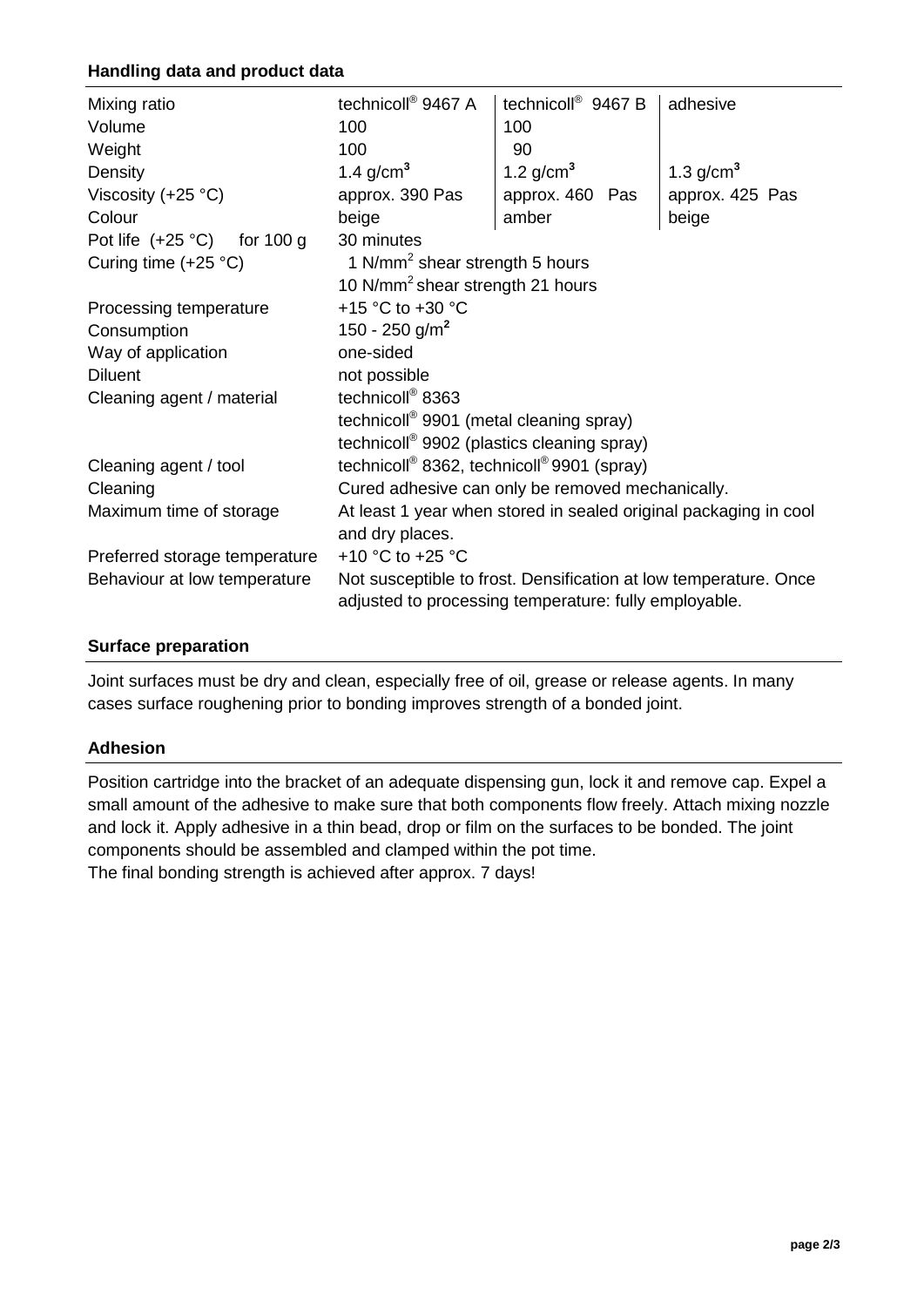## Handling data and product data

| Mixing ratio | technicoll® 9467 A | technicoll® 9467 B | adhesive |
|---|---|---|---|
| Volume | 100 | 100 | |
| Weight | 100 | 90 | |
| Density | 1.4 g/cm$^3$ | 1.2 g/cm$^3$ | 1.3 g/cm$^3$ |
| Viscosity (+25 °C) | approx. 390 Pas | approx. 460 Pas | approx. 425 Pas |
| Colour | beige | amber | beige |
| Pot life (+25 °C) for 100 g | 30 minutes | | |
| Curing time (+25 °C) | 1 N/mm$^2$ shear strength 5 hours<br>10 N/mm$^2$ shear strength 21 hours | | |
| Processing temperature | +15 °C to +30 °C | | |
| Consumption | 150 - 250 g/m$^2$ | | |
| Way of application | one-sided | | |
| Diluent | not possible | | |
| Cleaning agent / material | technicoll® 8363<br>technicoll® 9901 (metal cleaning spray)<br>technicoll® 9902 (plastics cleaning spray) | | |
| Cleaning agent / tool | technicoll® 8362, technicoll® 9901 (spray) | | |
| Cleaning | Cured adhesive can only be removed mechanically. | | |
| Maximum time of storage | At least 1 year when stored in sealed original packaging in cool and dry places. | | |
| Preferred storage temperature | +10 °C to +25 °C | | |
| Behaviour at low temperature | Not susceptible to frost. Densification at low temperature. Once adjusted to processing temperature: fully employable. | | |

## Surface preparation

Joint surfaces must be dry and clean, especially free of oil, grease or release agents. In many cases surface roughening prior to bonding improves strength of a bonded joint.

## Adhesion

Position cartridge into the bracket of an adequate dispensing gun, lock it and remove cap. Expel a small amount of the adhesive to make sure that both components flow freely. Attach mixing nozzle and lock it. Apply adhesive in a thin bead, drop or film on the surfaces to be bonded. The joint components should be assembled and clamped within the pot time.
The final bonding strength is achieved after approx. 7 days!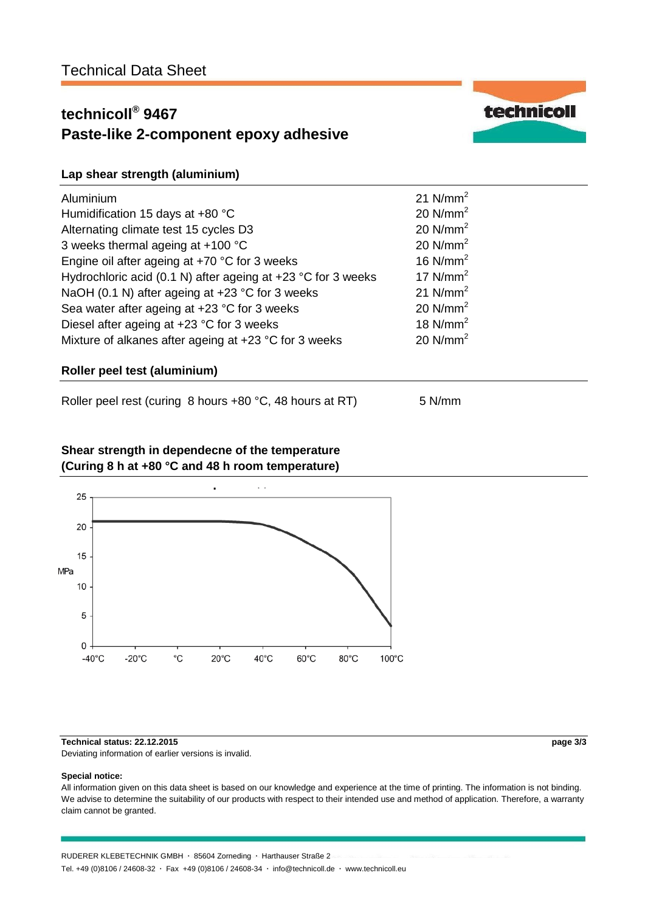Technical Data Sheet

# technicoll® 9467
# Paste-like 2-component epoxy adhesive

## Lap shear strength (aluminium)

| | |
|---|---|
| Aluminium | 21 N/mm$^2$ |
| Humidification 15 days at +80 °C | 20 N/mm$^2$ |
| Alternating climate test 15 cycles D3 | 20 N/mm$^2$ |
| 3 weeks thermal ageing at +100 °C | 20 N/mm$^2$ |
| Engine oil after ageing at +70 °C for 3 weeks | 16 N/mm$^2$ |
| Hydrochloric acid (0.1 N) after ageing at +23 °C for 3 weeks | 17 N/mm$^2$ |
| NaOH (0.1 N) after ageing at +23 °C for 3 weeks | 21 N/mm$^2$ |
| Sea water after ageing at +23 °C for 3 weeks | 20 N/mm$^2$ |
| Diesel after ageing at +23 °C for 3 weeks | 18 N/mm$^2$ |
| Mixture of alkanes after ageing at +23 °C for 3 weeks | 20 N/mm$^2$ |

## Roller peel test (aluminium)

Roller peel rest (curing 8 hours +80 °C, 48 hours at RT) 5 N/mm

## Shear strength in dependecne of the temperature (Curing 8 h at +80 °C and 48 h room temperature)

MPa

25
20
15
10
5
0

-40°C -20°C °C 20°C 40°C 60°C 80°C 100°C

**Technical status: 22.12.2015**

Deviating information of earlier versions is invalid.

**Special notice:**

All information given on this data sheet is based on our knowledge and experience at the time of printing. The information is not binding. We advise to determine the suitability of our products with respect to their intended use and method of application. Therefore, a warranty claim cannot be granted.

RUDERER KLEBETECHNIK GMBH · 85604 Zorneding · Harthauser Straße 2

Tel. +49 (0)8106 / 24608-32 · Fax +49 (0)8106 / 24608-34 · info@technicoll.de · www.technicoll.eu